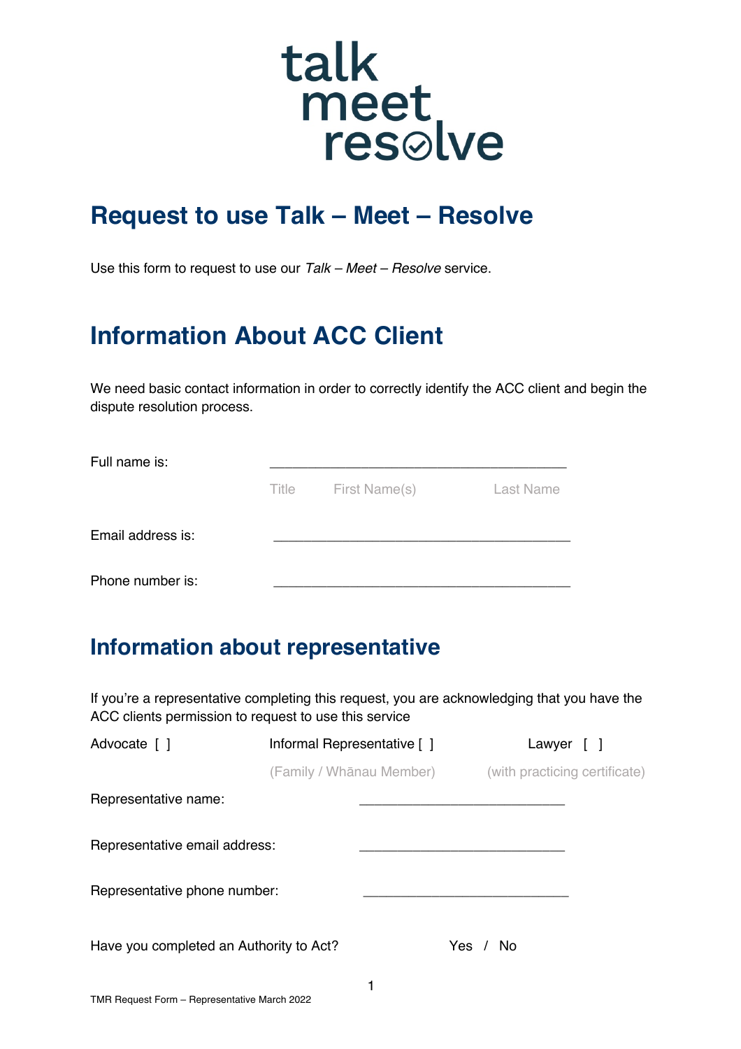talk
meet
resolve

# Request to use Talk – Meet – Resolve

Use this form to request to use our *Talk – Meet – Resolve* service.

# Information About ACC Client

We need basic contact information in order to correctly identify the ACC client and begin the dispute resolution process.

Full name is: ______________________________________

Title  First Name(s)  Last Name

Email address is: ______________________________________

Phone number is: ______________________________________

# Information about representative

If you're a representative completing this request, you are acknowledging that you have the ACC clients permission to request to use this service

Advocate [ ]  Informal Representative [ ] (Family / Whānau Member)  Lawyer [ ] (with practicing certificate)

Representative name: ___________________________

Representative email address: ___________________________

Representative phone number: ___________________________

Have you completed an Authority to Act? Yes / No

TMR Request Form – Representative March 2022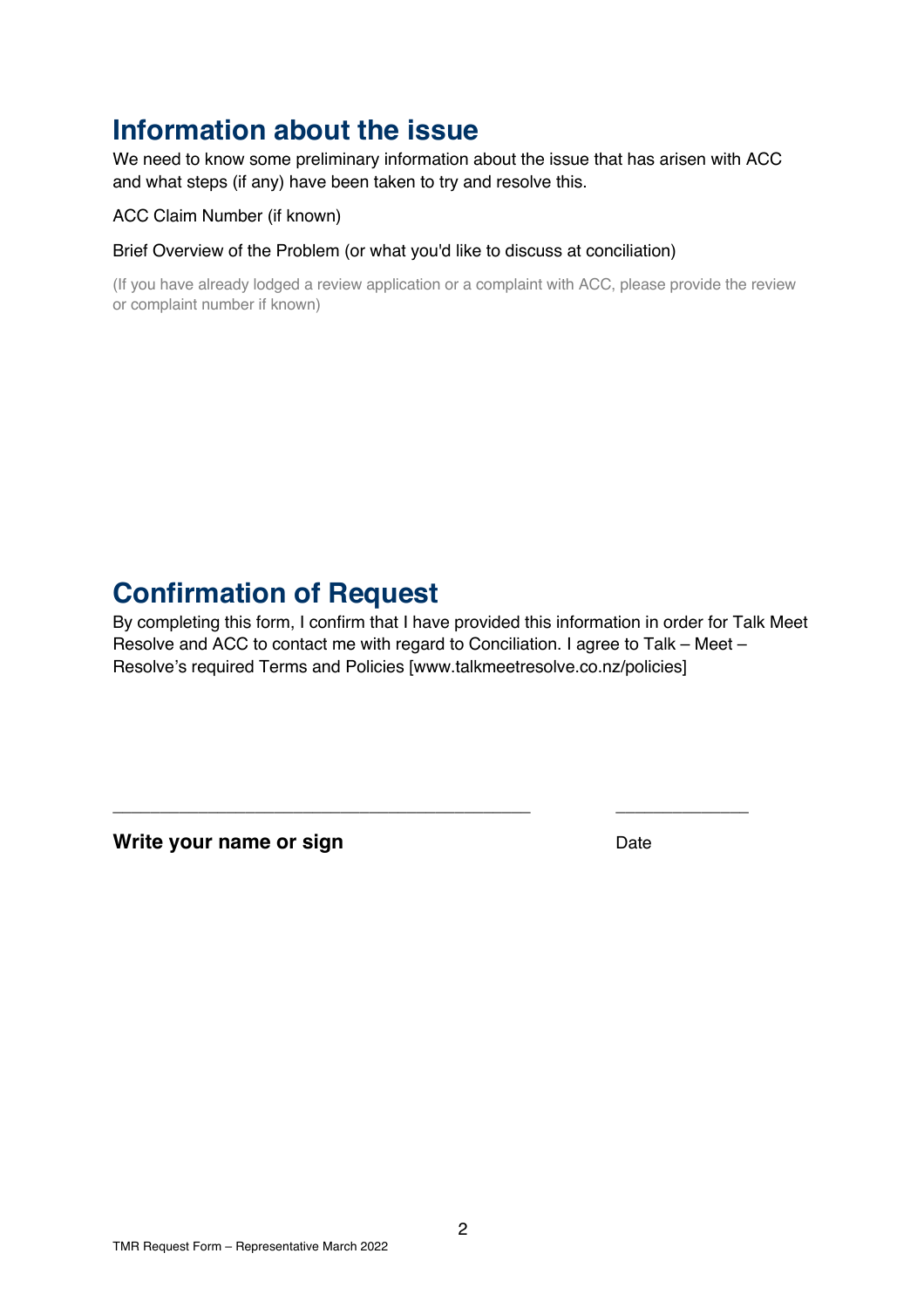## Information about the issue

We need to know some preliminary information about the issue that has arisen with ACC and what steps (if any) have been taken to try and resolve this.

ACC Claim Number (if known)

Brief Overview of the Problem (or what you'd like to discuss at conciliation)

(If you have already lodged a review application or a complaint with ACC, please provide the review or complaint number if known)

## Confirmation of Request

By completing this form, I confirm that I have provided this information in order for Talk Meet Resolve and ACC to contact me with regard to Conciliation. I agree to Talk – Meet – Resolve's required Terms and Policies [www.talkmeetresolve.co.nz/policies]

\_\_\_\_\_\_\_\_\_\_\_\_\_\_\_\_\_\_\_\_\_\_\_\_\_\_\_\_\_\_\_\_\_\_\_\_\_\_\_\_ \_\_\_\_\_\_\_\_\_\_\_\_\_\_

**Write your name or sign** Date

TMR Request Form – Representative March 2022